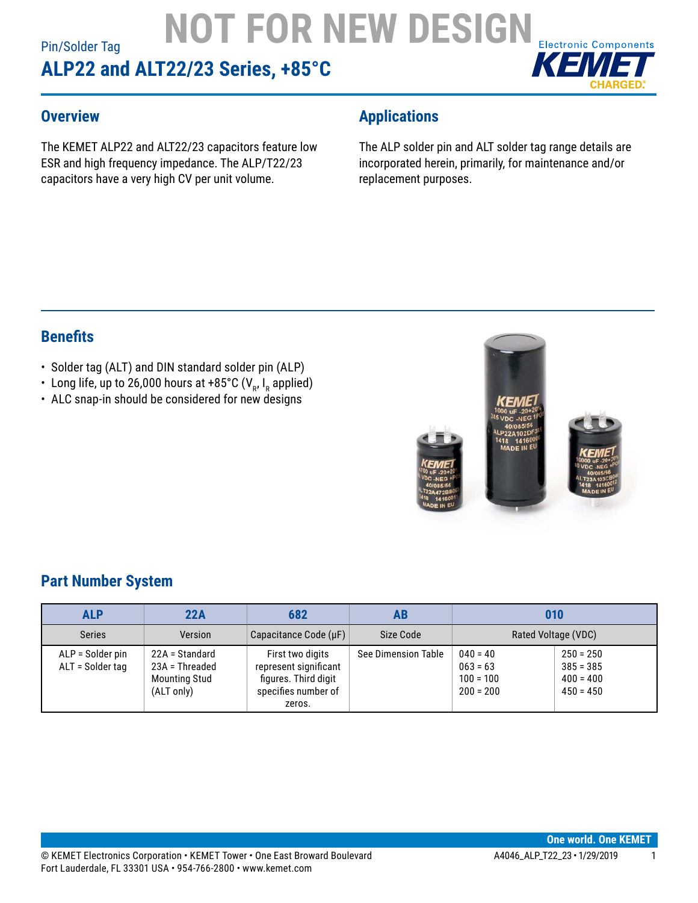Pin/Solder Tag

# NOT FOR NEW DESIGN

# ALP22 and ALT22/23 Series, +85°C

## Overview

The KEMET ALP22 and ALT22/23 capacitors feature low ESR and high frequency impedance. The ALP/T22/23 capacitors have a very high CV per unit volume.

## Applications

The ALP solder pin and ALT solder tag range details are incorporated herein, primarily, for maintenance and/or replacement purposes.

## Benefits

- Solder tag (ALT) and DIN standard solder pin (ALP)
- Long life, up to 26,000 hours at +85°C ($V_R$, $I_R$ applied)
- ALC snap-in should be considered for new designs

## Part Number System

| ALP | 22A | 682 | AB | 010 | |
|---|---|---|---|---|---|
| Series | Version | Capacitance Code (µF) | Size Code | Rated Voltage (VDC) | |
| ALP = Solder pin<br>ALT = Solder tag | 22A = Standard<br>23A = Threaded Mounting Stud (ALT only) | First two digits represent significant figures. Third digit specifies number of zeros. | See Dimension Table | 040 = 40<br>063 = 63<br>100 = 100<br>200 = 200 | 250 = 250<br>385 = 385<br>400 = 400<br>450 = 450 |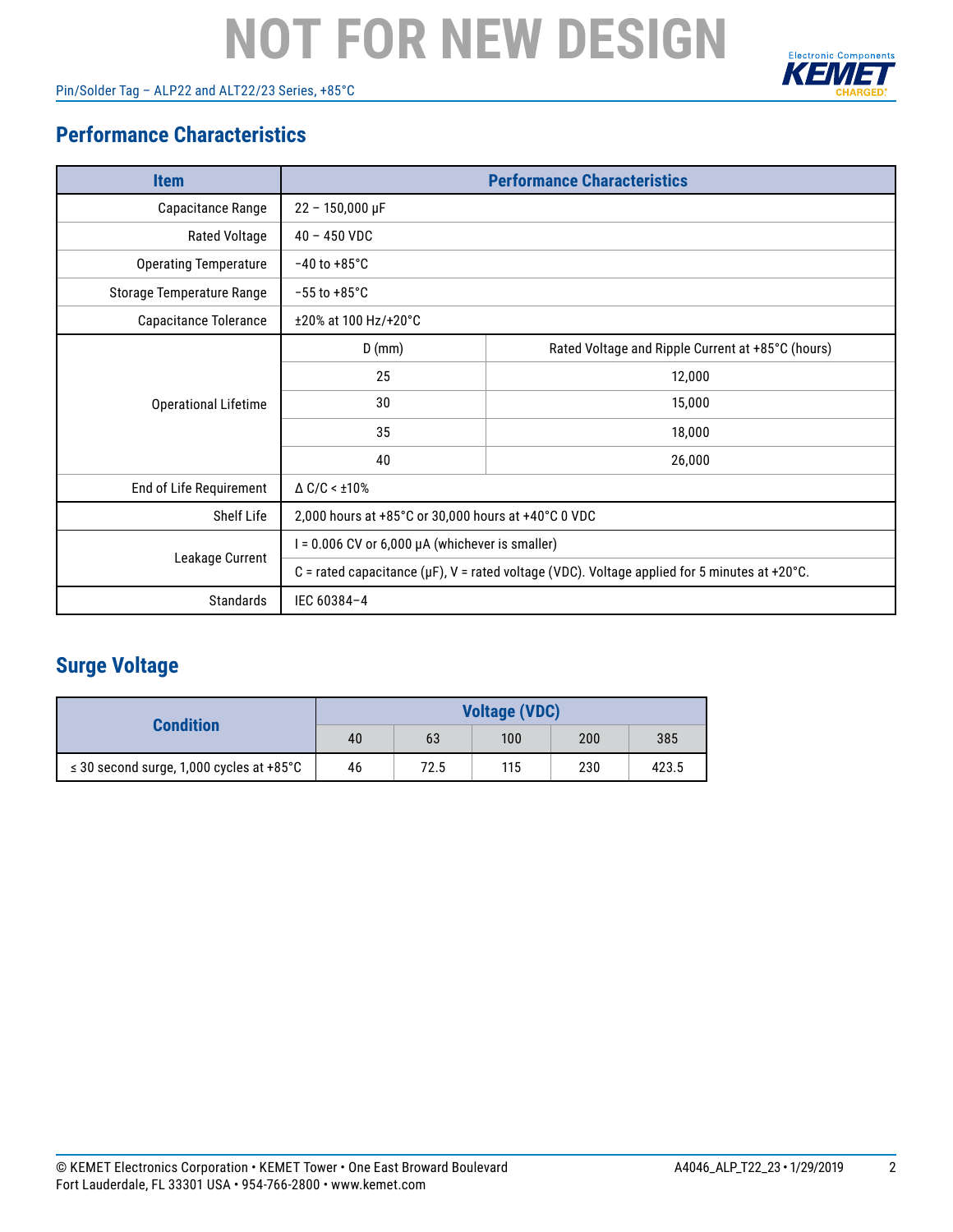# NOT FOR NEW DESIGN

## Performance Characteristics

| Item | Performance Characteristics | |
|---|---|---|
| Capacitance Range | 22 – 150,000 µF | |
| Rated Voltage | 40 – 450 VDC | |
| Operating Temperature | −40 to +85°C | |
| Storage Temperature Range | −55 to +85°C | |
| Capacitance Tolerance | ±20% at 100 Hz/+20°C | |
| Operational Lifetime | D (mm) | Rated Voltage and Ripple Current at +85°C (hours) |
| | 25 | 12,000 |
| | 30 | 15,000 |
| | 35 | 18,000 |
| | 40 | 26,000 |
| End of Life Requirement | Δ C/C < ±10% | |
| Shelf Life | 2,000 hours at +85°C or 30,000 hours at +40°C 0 VDC | |
| Leakage Current | I = 0.006 CV or 6,000 µA (whichever is smaller) | |
| | C = rated capacitance (µF), V = rated voltage (VDC). Voltage applied for 5 minutes at +20°C. | |
| Standards | IEC 60384–4 | |

## Surge Voltage

| Condition | Voltage (VDC) | | | | |
|---|---|---|---|---|---|
| | 40 | 63 | 100 | 200 | 385 |
| ≤ 30 second surge, 1,000 cycles at +85°C | 46 | 72.5 | 115 | 230 | 423.5 |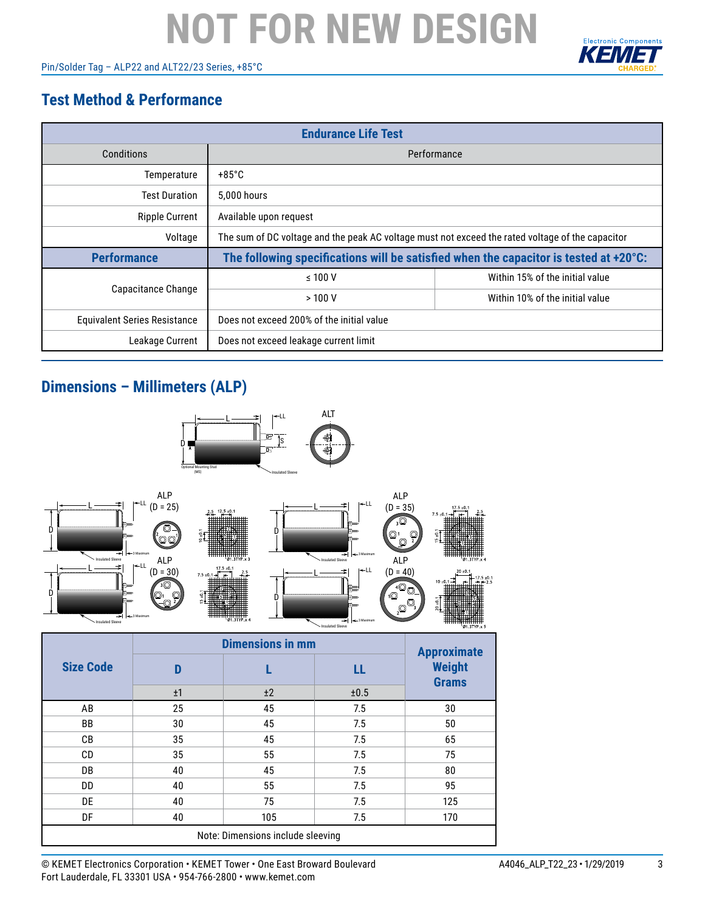# NOT FOR NEW DESIGN

## Test Method & Performance

| Endurance Life Test | | |
|---|---|---|
| Conditions | Performance | |
| Temperature | +85°C | |
| Test Duration | 5,000 hours | |
| Ripple Current | Available upon request | |
| Voltage | The sum of DC voltage and the peak AC voltage must not exceed the rated voltage of the capacitor | |
| **Performance** | **The following specifications will be satisfied when the capacitor is tested at +20°C:** | |
| Capacitance Change | ≤ 100 V | Within 15% of the initial value |
| | > 100 V | Within 10% of the initial value |
| Equivalent Series Resistance | Does not exceed 200% of the initial value | |
| Leakage Current | Does not exceed leakage current limit | |

## Dimensions – Millimeters (ALP)

| Size Code | Dimensions in mm | | | Approximate Weight Grams |
|---|---|---|---|---|
| | D | L | LL | |
| | ±1 | ±2 | ±0.5 | |
| AB | 25 | 45 | 7.5 | 30 |
| BB | 30 | 45 | 7.5 | 50 |
| CB | 35 | 45 | 7.5 | 65 |
| CD | 35 | 55 | 7.5 | 75 |
| DB | 40 | 45 | 7.5 | 80 |
| DD | 40 | 55 | 7.5 | 95 |
| DE | 40 | 75 | 7.5 | 125 |
| DF | 40 | 105 | 7.5 | 170 |

Note: Dimensions include sleeving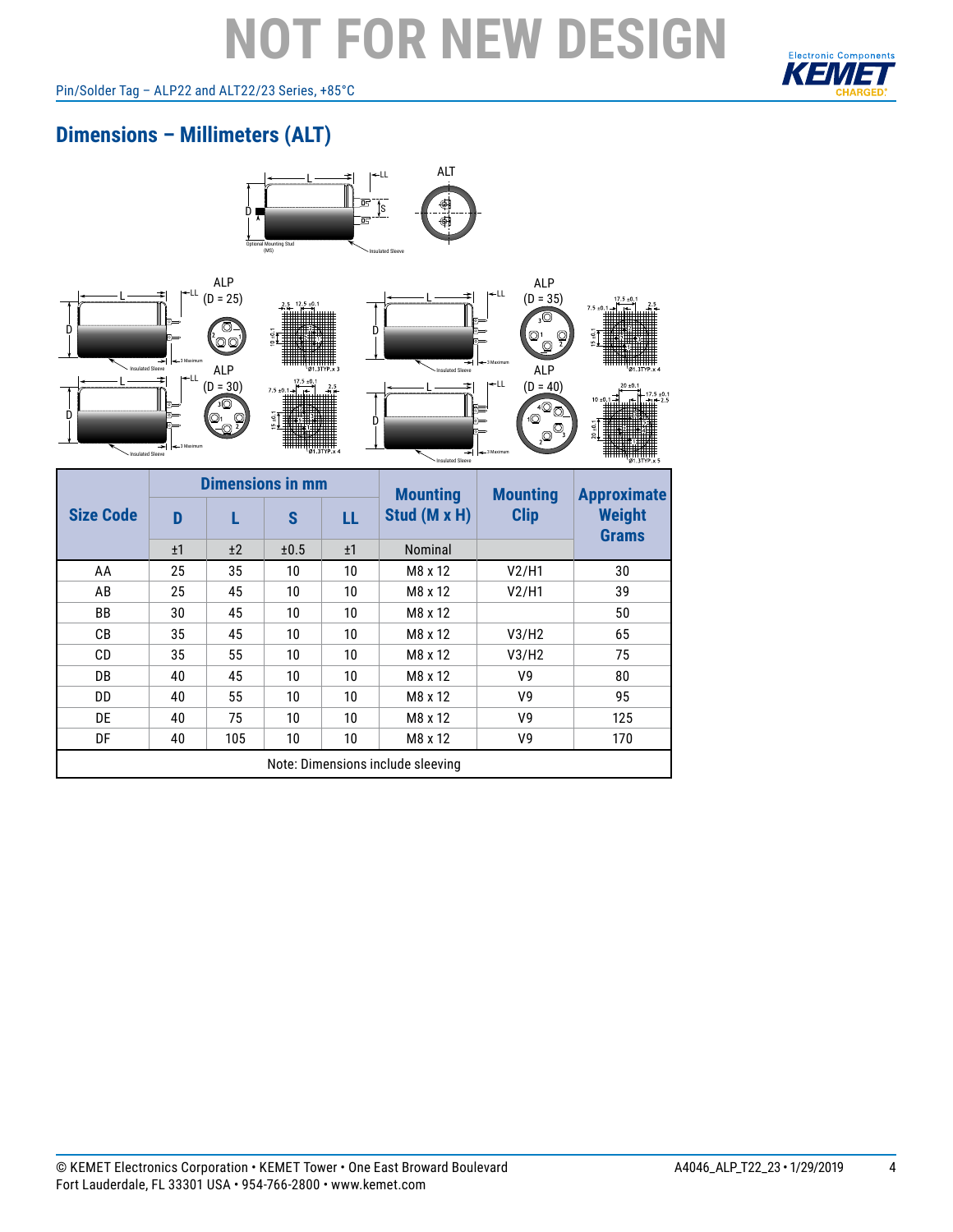# NOT FOR NEW DESIGN

## Dimensions – Millimeters (ALT)

| Size Code | Dimensions in mm | | | | Mounting Stud (M x H) | Mounting Clip | Approximate Weight Grams |
|---|---|---|---|---|---|---|---|
| | D | L | S | LL | | | |
| | ±1 | ±2 | ±0.5 | ±1 | Nominal | | |
| AA | 25 | 35 | 10 | 10 | M8 x 12 | V2/H1 | 30 |
| AB | 25 | 45 | 10 | 10 | M8 x 12 | V2/H1 | 39 |
| BB | 30 | 45 | 10 | 10 | M8 x 12 | | 50 |
| CB | 35 | 45 | 10 | 10 | M8 x 12 | V3/H2 | 65 |
| CD | 35 | 55 | 10 | 10 | M8 x 12 | V3/H2 | 75 |
| DB | 40 | 45 | 10 | 10 | M8 x 12 | V9 | 80 |
| DD | 40 | 55 | 10 | 10 | M8 x 12 | V9 | 95 |
| DE | 40 | 75 | 10 | 10 | M8 x 12 | V9 | 125 |
| DF | 40 | 105 | 10 | 10 | M8 x 12 | V9 | 170 |

Note: Dimensions include sleeving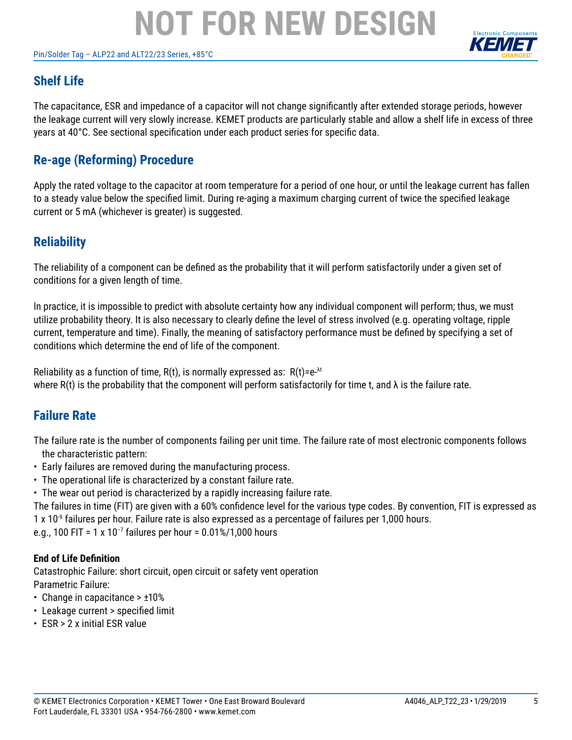## Shelf Life

The capacitance, ESR and impedance of a capacitor will not change significantly after extended storage periods, however the leakage current will very slowly increase. KEMET products are particularly stable and allow a shelf life in excess of three years at 40°C. See sectional specification under each product series for specific data.

## Re-age (Reforming) Procedure

Apply the rated voltage to the capacitor at room temperature for a period of one hour, or until the leakage current has fallen to a steady value below the specified limit. During re-aging a maximum charging current of twice the specified leakage current or 5 mA (whichever is greater) is suggested.

## Reliability

The reliability of a component can be defined as the probability that it will perform satisfactorily under a given set of conditions for a given length of time.

In practice, it is impossible to predict with absolute certainty how any individual component will perform; thus, we must utilize probability theory. It is also necessary to clearly define the level of stress involved (e.g. operating voltage, ripple current, temperature and time). Finally, the meaning of satisfactory performance must be defined by specifying a set of conditions which determine the end of life of the component.

Reliability as a function of time, $R(t)$, is normally expressed as: $R(t)=e^{-\lambda t}$
where $R(t)$ is the probability that the component will perform satisfactorily for time t, and $\lambda$ is the failure rate.

## Failure Rate

The failure rate is the number of components failing per unit time. The failure rate of most electronic components follows the characteristic pattern:

- Early failures are removed during the manufacturing process.
- The operational life is characterized by a constant failure rate.
- The wear out period is characterized by a rapidly increasing failure rate.

The failures in time (FIT) are given with a 60% confidence level for the various type codes. By convention, FIT is expressed as $1 \times 10^{-9}$ failures per hour. Failure rate is also expressed as a percentage of failures per 1,000 hours.
e.g., 100 FIT = $1 \times 10^{-7}$ failures per hour = 0.01%/1,000 hours

**End of Life Definition**

Catastrophic Failure: short circuit, open circuit or safety vent operation
Parametric Failure:

- Change in capacitance > ±10%
- Leakage current > specified limit
- ESR > 2 x initial ESR value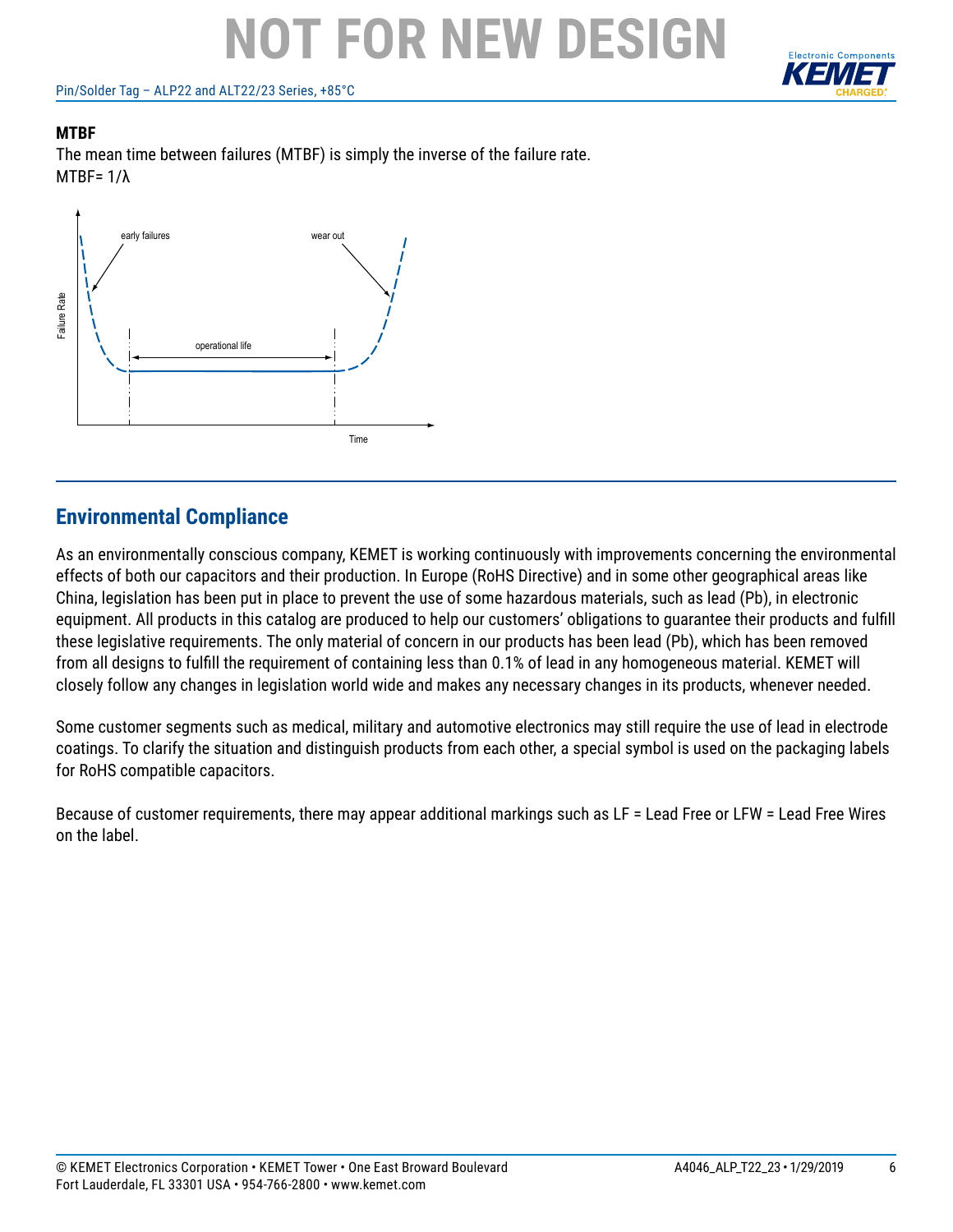# NOT FOR NEW DESIGN

**MTBF**

The mean time between failures (MTBF) is simply the inverse of the failure rate.

MTBF= 1/λ

## Environmental Compliance

As an environmentally conscious company, KEMET is working continuously with improvements concerning the environmental effects of both our capacitors and their production. In Europe (RoHS Directive) and in some other geographical areas like China, legislation has been put in place to prevent the use of some hazardous materials, such as lead (Pb), in electronic equipment. All products in this catalog are produced to help our customers' obligations to guarantee their products and fulfill these legislative requirements. The only material of concern in our products has been lead (Pb), which has been removed from all designs to fulfill the requirement of containing less than 0.1% of lead in any homogeneous material. KEMET will closely follow any changes in legislation world wide and makes any necessary changes in its products, whenever needed.

Some customer segments such as medical, military and automotive electronics may still require the use of lead in electrode coatings. To clarify the situation and distinguish products from each other, a special symbol is used on the packaging labels for RoHS compatible capacitors.

Because of customer requirements, there may appear additional markings such as LF = Lead Free or LFW = Lead Free Wires on the label.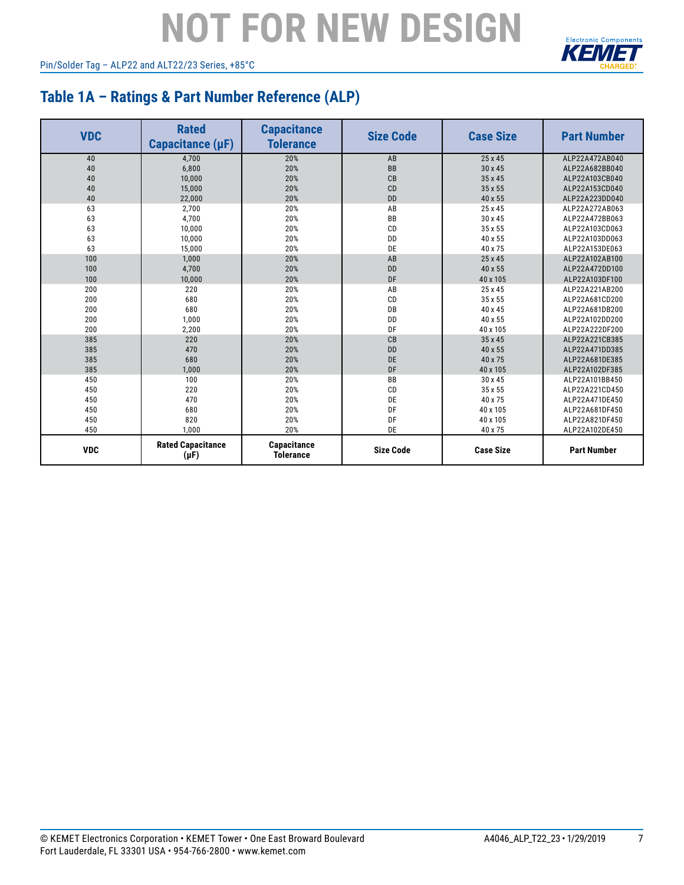# NOT FOR NEW DESIGN

## Table 1A – Ratings & Part Number Reference (ALP)

| VDC | Rated Capacitance (µF) | Capacitance Tolerance | Size Code | Case Size | Part Number |
|---|---|---|---|---|---|
| 40 | 4,700 | 20% | AB | 25 x 45 | ALP22A472AB040 |
| 40 | 6,800 | 20% | BB | 30 x 45 | ALP22A682BB040 |
| 40 | 10,000 | 20% | CB | 35 x 45 | ALP22A103CB040 |
| 40 | 15,000 | 20% | CD | 35 x 55 | ALP22A153CD040 |
| 40 | 22,000 | 20% | DD | 40 x 55 | ALP22A223DD040 |
| 63 | 2,700 | 20% | AB | 25 x 45 | ALP22A272AB063 |
| 63 | 4,700 | 20% | BB | 30 x 45 | ALP22A472BB063 |
| 63 | 10,000 | 20% | CD | 35 x 55 | ALP22A103CD063 |
| 63 | 10,000 | 20% | DD | 40 x 55 | ALP22A103DD063 |
| 63 | 15,000 | 20% | DE | 40 x 75 | ALP22A153DE063 |
| 100 | 1,000 | 20% | AB | 25 x 45 | ALP22A102AB100 |
| 100 | 4,700 | 20% | DD | 40 x 55 | ALP22A472DD100 |
| 100 | 10,000 | 20% | DF | 40 x 105 | ALP22A103DF100 |
| 200 | 220 | 20% | AB | 25 x 45 | ALP22A221AB200 |
| 200 | 680 | 20% | CD | 35 x 55 | ALP22A681CD200 |
| 200 | 680 | 20% | DB | 40 x 45 | ALP22A681DB200 |
| 200 | 1,000 | 20% | DD | 40 x 55 | ALP22A102DD200 |
| 200 | 2,200 | 20% | DF | 40 x 105 | ALP22A222DF200 |
| 385 | 220 | 20% | CB | 35 x 45 | ALP22A221CB385 |
| 385 | 470 | 20% | DD | 40 x 55 | ALP22A471DD385 |
| 385 | 680 | 20% | DE | 40 x 75 | ALP22A681DE385 |
| 385 | 1,000 | 20% | DF | 40 x 105 | ALP22A102DF385 |
| 450 | 100 | 20% | BB | 30 x 45 | ALP22A101BB450 |
| 450 | 220 | 20% | CD | 35 x 55 | ALP22A221CD450 |
| 450 | 470 | 20% | DE | 40 x 75 | ALP22A471DE450 |
| 450 | 680 | 20% | DF | 40 x 105 | ALP22A681DF450 |
| 450 | 820 | 20% | DF | 40 x 105 | ALP22A821DF450 |
| 450 | 1,000 | 20% | DE | 40 x 75 | ALP22A102DE450 |
| **VDC** | **Rated Capacitance (µF)** | **Capacitance Tolerance** | **Size Code** | **Case Size** | **Part Number** |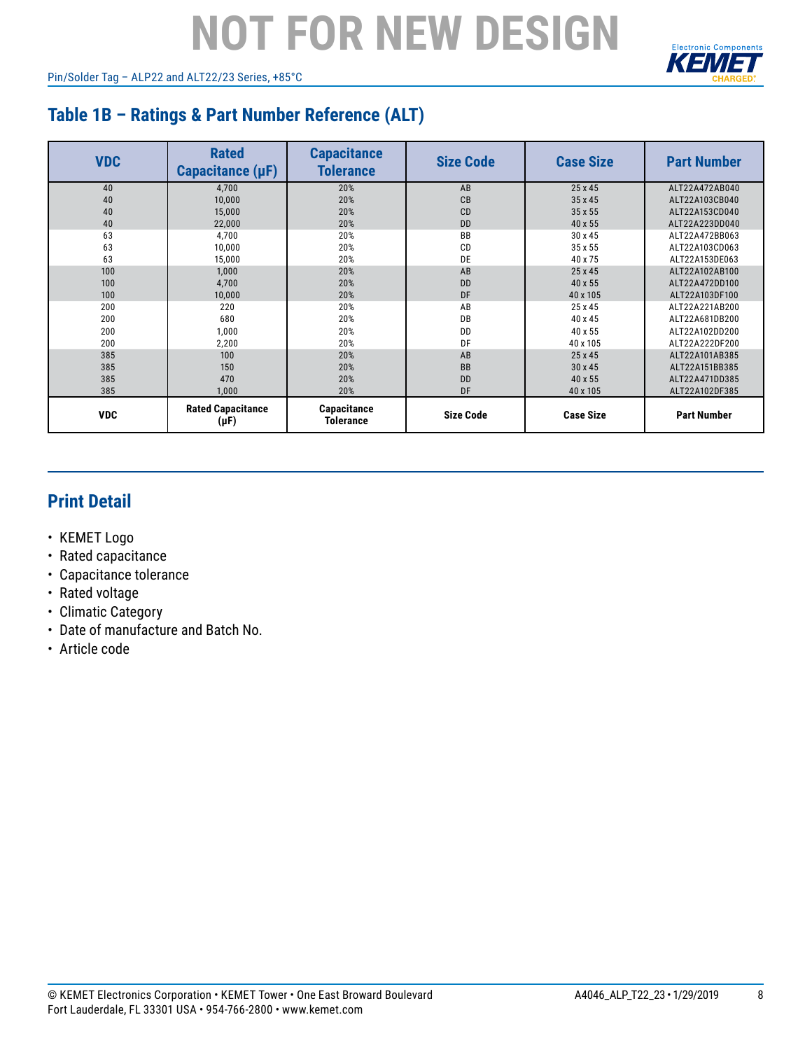# NOT FOR NEW DESIGN

## Table 1B – Ratings & Part Number Reference (ALT)

| VDC | Rated Capacitance (µF) | Capacitance Tolerance | Size Code | Case Size | Part Number |
|---|---|---|---|---|---|
| 40 | 4,700 | 20% | AB | 25 x 45 | ALT22A472AB040 |
| 40 | 10,000 | 20% | CB | 35 x 45 | ALT22A103CB040 |
| 40 | 15,000 | 20% | CD | 35 x 55 | ALT22A153CD040 |
| 40 | 22,000 | 20% | DD | 40 x 55 | ALT22A223DD040 |
| 63 | 4,700 | 20% | BB | 30 x 45 | ALT22A472BB063 |
| 63 | 10,000 | 20% | CD | 35 x 55 | ALT22A103CD063 |
| 63 | 15,000 | 20% | DE | 40 x 75 | ALT22A153DE063 |
| 100 | 1,000 | 20% | AB | 25 x 45 | ALT22A102AB100 |
| 100 | 4,700 | 20% | DD | 40 x 55 | ALT22A472DD100 |
| 100 | 10,000 | 20% | DF | 40 x 105 | ALT22A103DF100 |
| 200 | 220 | 20% | AB | 25 x 45 | ALT22A221AB200 |
| 200 | 680 | 20% | DB | 40 x 45 | ALT22A681DB200 |
| 200 | 1,000 | 20% | DD | 40 x 55 | ALT22A102DD200 |
| 200 | 2,200 | 20% | DF | 40 x 105 | ALT22A222DF200 |
| 385 | 100 | 20% | AB | 25 x 45 | ALT22A101AB385 |
| 385 | 150 | 20% | BB | 30 x 45 | ALT22A151BB385 |
| 385 | 470 | 20% | DD | 40 x 55 | ALT22A471DD385 |
| 385 | 1,000 | 20% | DF | 40 x 105 | ALT22A102DF385 |
| **VDC** | **Rated Capacitance (µF)** | **Capacitance Tolerance** | **Size Code** | **Case Size** | **Part Number** |

## Print Detail

- KEMET Logo
- Rated capacitance
- Capacitance tolerance
- Rated voltage
- Climatic Category
- Date of manufacture and Batch No.
- Article code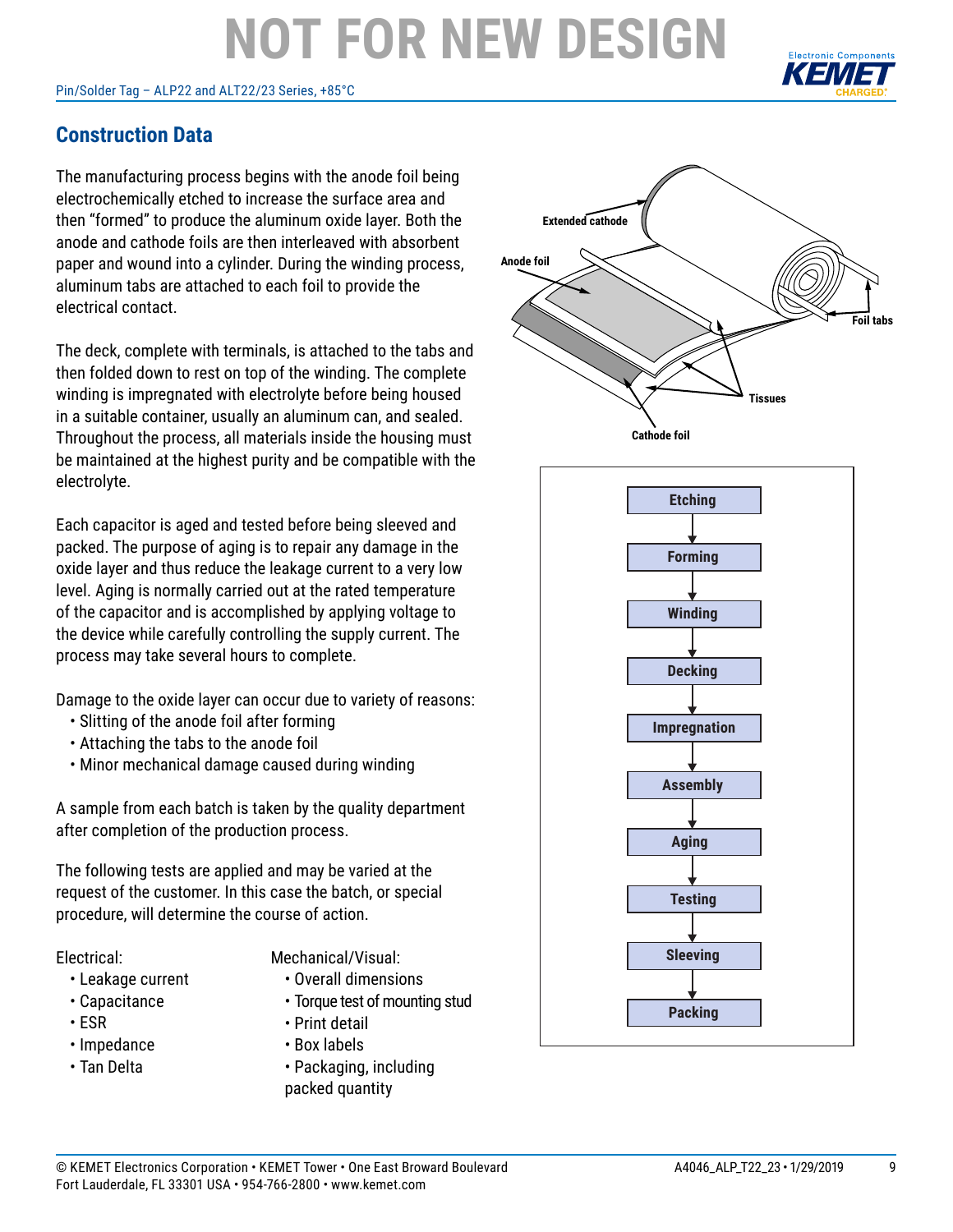## Construction Data

The manufacturing process begins with the anode foil being electrochemically etched to increase the surface area and then "formed" to produce the aluminum oxide layer. Both the anode and cathode foils are then interleaved with absorbent paper and wound into a cylinder. During the winding process, aluminum tabs are attached to each foil to provide the electrical contact.

The deck, complete with terminals, is attached to the tabs and then folded down to rest on top of the winding. The complete winding is impregnated with electrolyte before being housed in a suitable container, usually an aluminum can, and sealed. Throughout the process, all materials inside the housing must be maintained at the highest purity and be compatible with the electrolyte.

Each capacitor is aged and tested before being sleeved and packed. The purpose of aging is to repair any damage in the oxide layer and thus reduce the leakage current to a very low level. Aging is normally carried out at the rated temperature of the capacitor and is accomplished by applying voltage to the device while carefully controlling the supply current. The process may take several hours to complete.

Damage to the oxide layer can occur due to variety of reasons:

- Slitting of the anode foil after forming
- Attaching the tabs to the anode foil
- Minor mechanical damage caused during winding

A sample from each batch is taken by the quality department after completion of the production process.

The following tests are applied and may be varied at the request of the customer. In this case the batch, or special procedure, will determine the course of action.

Electrical:

- Leakage current
- Capacitance
- ESR
- Impedance
- Tan Delta

Mechanical/Visual:

- Overall dimensions
- Torque test of mounting stud
- Print detail
- Box labels
- Packaging, including packed quantity

Extended cathode

Anode foil

Foil tabs

Tissues

Cathode foil

Etching → Forming → Winding → Decking → Impregnation → Assembly → Aging → Testing → Sleeving → Packing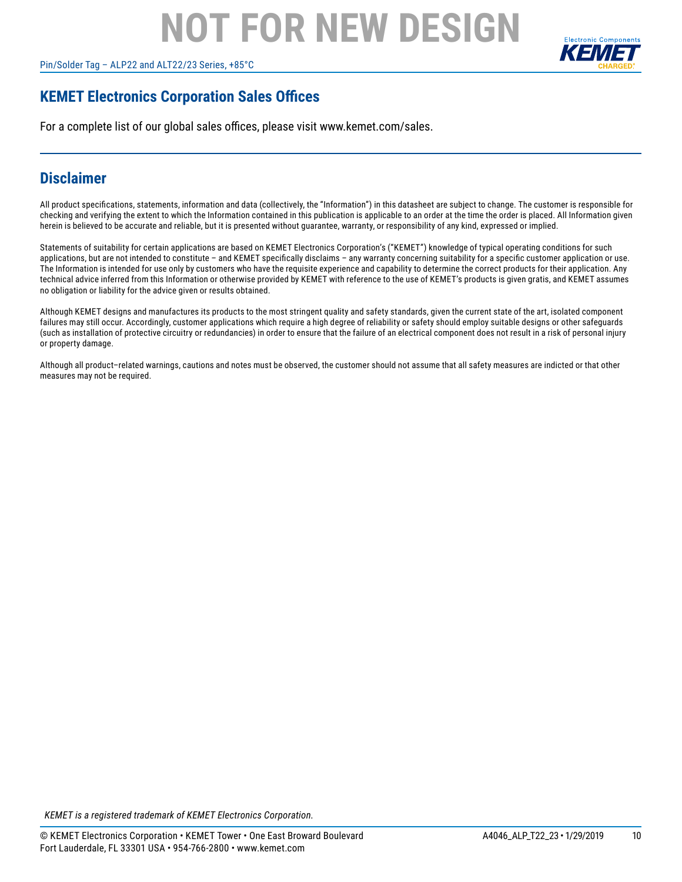## KEMET Electronics Corporation Sales Offices

For a complete list of our global sales offices, please visit www.kemet.com/sales.

## Disclaimer

All product specifications, statements, information and data (collectively, the "Information") in this datasheet are subject to change. The customer is responsible for checking and verifying the extent to which the Information contained in this publication is applicable to an order at the time the order is placed. All Information given herein is believed to be accurate and reliable, but it is presented without guarantee, warranty, or responsibility of any kind, expressed or implied.

Statements of suitability for certain applications are based on KEMET Electronics Corporation's ("KEMET") knowledge of typical operating conditions for such applications, but are not intended to constitute – and KEMET specifically disclaims – any warranty concerning suitability for a specific customer application or use. The Information is intended for use only by customers who have the requisite experience and capability to determine the correct products for their application. Any technical advice inferred from this Information or otherwise provided by KEMET with reference to the use of KEMET's products is given gratis, and KEMET assumes no obligation or liability for the advice given or results obtained.

Although KEMET designs and manufactures its products to the most stringent quality and safety standards, given the current state of the art, isolated component failures may still occur. Accordingly, customer applications which require a high degree of reliability or safety should employ suitable designs or other safeguards (such as installation of protective circuitry or redundancies) in order to ensure that the failure of an electrical component does not result in a risk of personal injury or property damage.

Although all product–related warnings, cautions and notes must be observed, the customer should not assume that all safety measures are indicted or that other measures may not be required.

*KEMET is a registered trademark of KEMET Electronics Corporation.*